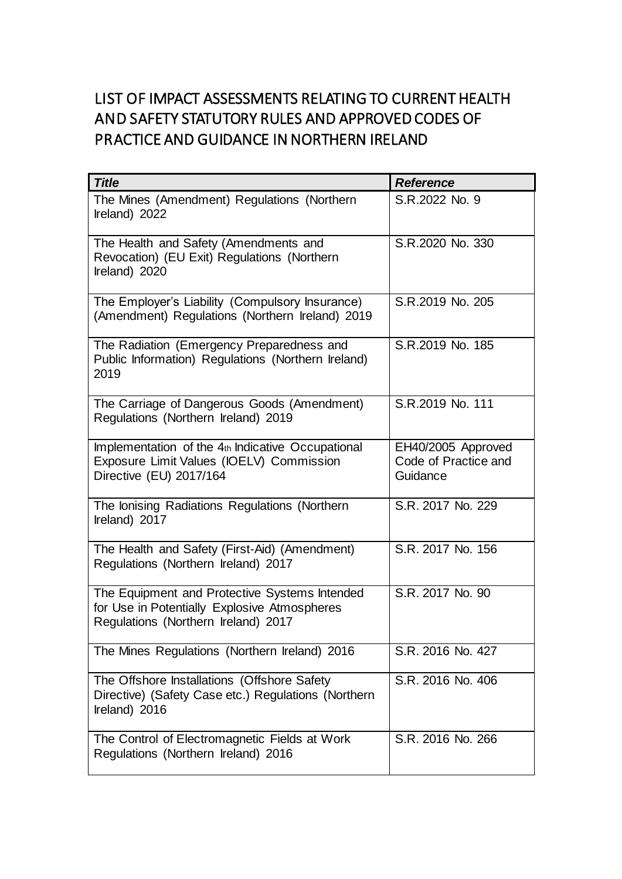# LIST OF IMPACT ASSESSMENTS RELATING TO CURRENT HEALTH AND SAFETY STATUTORY RULES AND APPROVED CODES OF PRACTICE AND GUIDANCE IN NORTHERN IRELAND

| ***Title*** | ***Reference*** |
|---|---|
| The Mines (Amendment) Regulations (Northern Ireland) 2022 | S.R.2022 No. 9 |
| The Health and Safety (Amendments and Revocation) (EU Exit) Regulations (Northern Ireland) 2020 | S.R.2020 No. 330 |
| The Employer's Liability (Compulsory Insurance) (Amendment) Regulations (Northern Ireland) 2019 | S.R.2019 No. 205 |
| The Radiation (Emergency Preparedness and Public Information) Regulations (Northern Ireland) 2019 | S.R.2019 No. 185 |
| The Carriage of Dangerous Goods (Amendment) Regulations (Northern Ireland) 2019 | S.R.2019 No. 111 |
| Implementation of the 4th Indicative Occupational Exposure Limit Values (IOELV) Commission Directive (EU) 2017/164 | EH40/2005 Approved Code of Practice and Guidance |
| The Ionising Radiations Regulations (Northern Ireland) 2017 | S.R. 2017 No. 229 |
| The Health and Safety (First-Aid) (Amendment) Regulations (Northern Ireland) 2017 | S.R. 2017 No. 156 |
| The Equipment and Protective Systems Intended for Use in Potentially Explosive Atmospheres Regulations (Northern Ireland) 2017 | S.R. 2017 No. 90 |
| The Mines Regulations (Northern Ireland) 2016 | S.R. 2016 No. 427 |
| The Offshore Installations (Offshore Safety Directive) (Safety Case etc.) Regulations (Northern Ireland) 2016 | S.R. 2016 No. 406 |
| The Control of Electromagnetic Fields at Work Regulations (Northern Ireland) 2016 | S.R. 2016 No. 266 |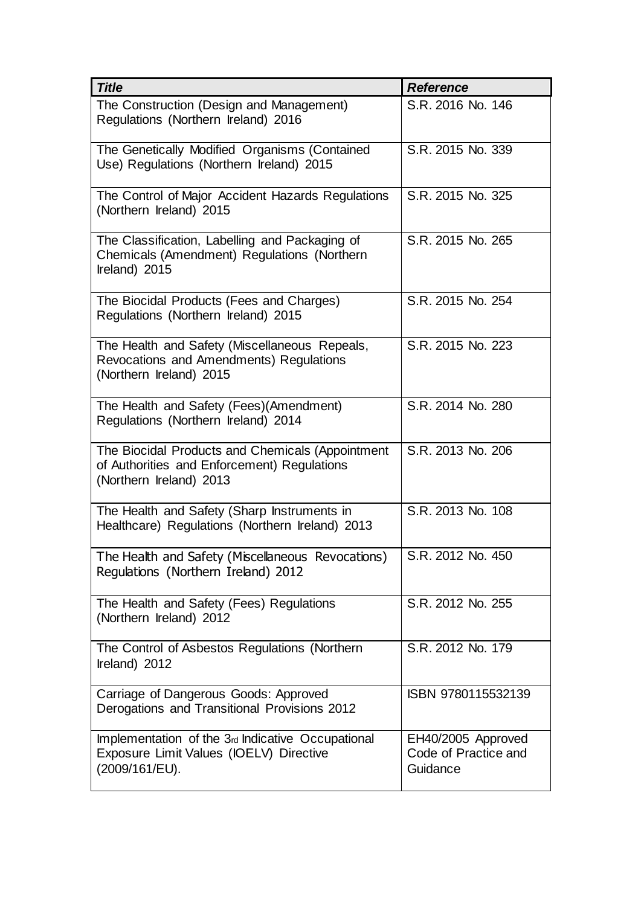| ***Title*** | ***Reference*** |
| --- | --- |
| The Construction (Design and Management) Regulations (Northern Ireland) 2016 | S.R. 2016 No. 146 |
| The Genetically Modified Organisms (Contained Use) Regulations (Northern Ireland) 2015 | S.R. 2015 No. 339 |
| The Control of Major Accident Hazards Regulations (Northern Ireland) 2015 | S.R. 2015 No. 325 |
| The Classification, Labelling and Packaging of Chemicals (Amendment) Regulations (Northern Ireland) 2015 | S.R. 2015 No. 265 |
| The Biocidal Products (Fees and Charges) Regulations (Northern Ireland) 2015 | S.R. 2015 No. 254 |
| The Health and Safety (Miscellaneous Repeals, Revocations and Amendments) Regulations (Northern Ireland) 2015 | S.R. 2015 No. 223 |
| The Health and Safety (Fees)(Amendment) Regulations (Northern Ireland) 2014 | S.R. 2014 No. 280 |
| The Biocidal Products and Chemicals (Appointment of Authorities and Enforcement) Regulations (Northern Ireland) 2013 | S.R. 2013 No. 206 |
| The Health and Safety (Sharp Instruments in Healthcare) Regulations (Northern Ireland) 2013 | S.R. 2013 No. 108 |
| The Health and Safety (Miscellaneous Revocations) Regulations (Northern Ireland) 2012 | S.R. 2012 No. 450 |
| The Health and Safety (Fees) Regulations (Northern Ireland) 2012 | S.R. 2012 No. 255 |
| The Control of Asbestos Regulations (Northern Ireland) 2012 | S.R. 2012 No. 179 |
| Carriage of Dangerous Goods: Approved Derogations and Transitional Provisions 2012 | ISBN 9780115532139 |
| Implementation of the 3rd Indicative Occupational Exposure Limit Values (IOELV) Directive (2009/161/EU). | EH40/2005 Approved Code of Practice and Guidance |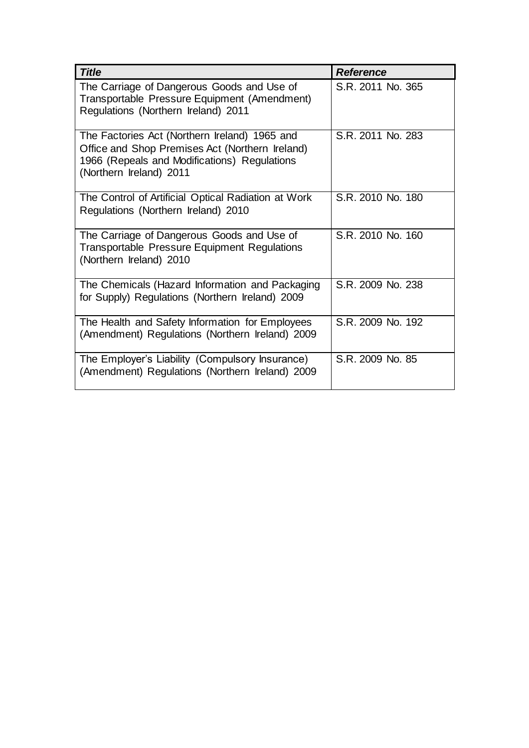| ***Title*** | ***Reference*** |
|---|---|
| The Carriage of Dangerous Goods and Use of Transportable Pressure Equipment (Amendment) Regulations (Northern Ireland) 2011 | S.R. 2011 No. 365 |
| The Factories Act (Northern Ireland) 1965 and Office and Shop Premises Act (Northern Ireland) 1966 (Repeals and Modifications) Regulations (Northern Ireland) 2011 | S.R. 2011 No. 283 |
| The Control of Artificial Optical Radiation at Work Regulations (Northern Ireland) 2010 | S.R. 2010 No. 180 |
| The Carriage of Dangerous Goods and Use of Transportable Pressure Equipment Regulations (Northern Ireland) 2010 | S.R. 2010 No. 160 |
| The Chemicals (Hazard Information and Packaging for Supply) Regulations (Northern Ireland) 2009 | S.R. 2009 No. 238 |
| The Health and Safety Information for Employees (Amendment) Regulations (Northern Ireland) 2009 | S.R. 2009 No. 192 |
| The Employer's Liability (Compulsory Insurance) (Amendment) Regulations (Northern Ireland) 2009 | S.R. 2009 No. 85 |